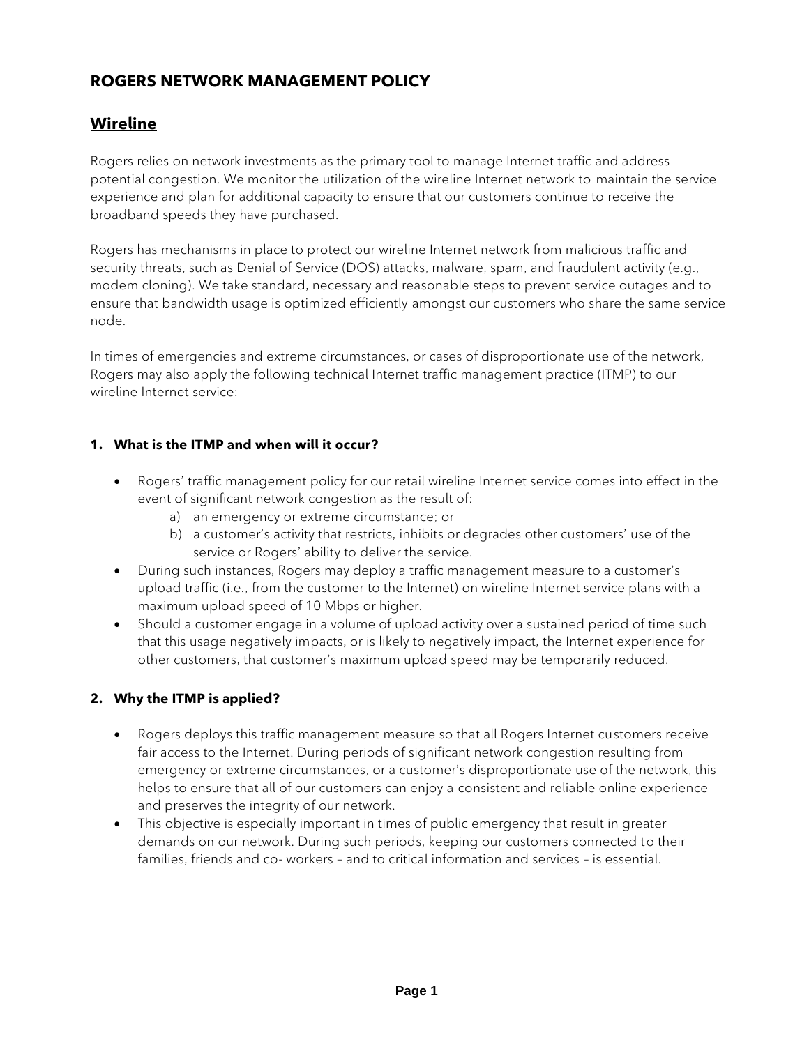# ROGERS NETWORK MANAGEMENT POLICY

## Wireline

Rogers relies on network investments as the primary tool to manage Internet traffic and address potential congestion. We monitor the utilization of the wireline Internet network to maintain the service experience and plan for additional capacity to ensure that our customers continue to receive the broadband speeds they have purchased.

Rogers has mechanisms in place to protect our wireline Internet network from malicious traffic and security threats, such as Denial of Service (DOS) attacks, malware, spam, and fraudulent activity (e.g., modem cloning). We take standard, necessary and reasonable steps to prevent service outages and to ensure that bandwidth usage is optimized efficiently amongst our customers who share the same service node.

In times of emergencies and extreme circumstances, or cases of disproportionate use of the network, Rogers may also apply the following technical Internet traffic management practice (ITMP) to our wireline Internet service:

### 1. What is the ITMP and when will it occur?

- Rogers' traffic management policy for our retail wireline Internet service comes into effect in the event of significant network congestion as the result of:
  a) an emergency or extreme circumstance; or
  b) a customer's activity that restricts, inhibits or degrades other customers' use of the service or Rogers' ability to deliver the service.
- During such instances, Rogers may deploy a traffic management measure to a customer's upload traffic (i.e., from the customer to the Internet) on wireline Internet service plans with a maximum upload speed of 10 Mbps or higher.
- Should a customer engage in a volume of upload activity over a sustained period of time such that this usage negatively impacts, or is likely to negatively impact, the Internet experience for other customers, that customer's maximum upload speed may be temporarily reduced.

### 2. Why the ITMP is applied?

- Rogers deploys this traffic management measure so that all Rogers Internet customers receive fair access to the Internet. During periods of significant network congestion resulting from emergency or extreme circumstances, or a customer's disproportionate use of the network, this helps to ensure that all of our customers can enjoy a consistent and reliable online experience and preserves the integrity of our network.
- This objective is especially important in times of public emergency that result in greater demands on our network. During such periods, keeping our customers connected to their families, friends and co- workers – and to critical information and services – is essential.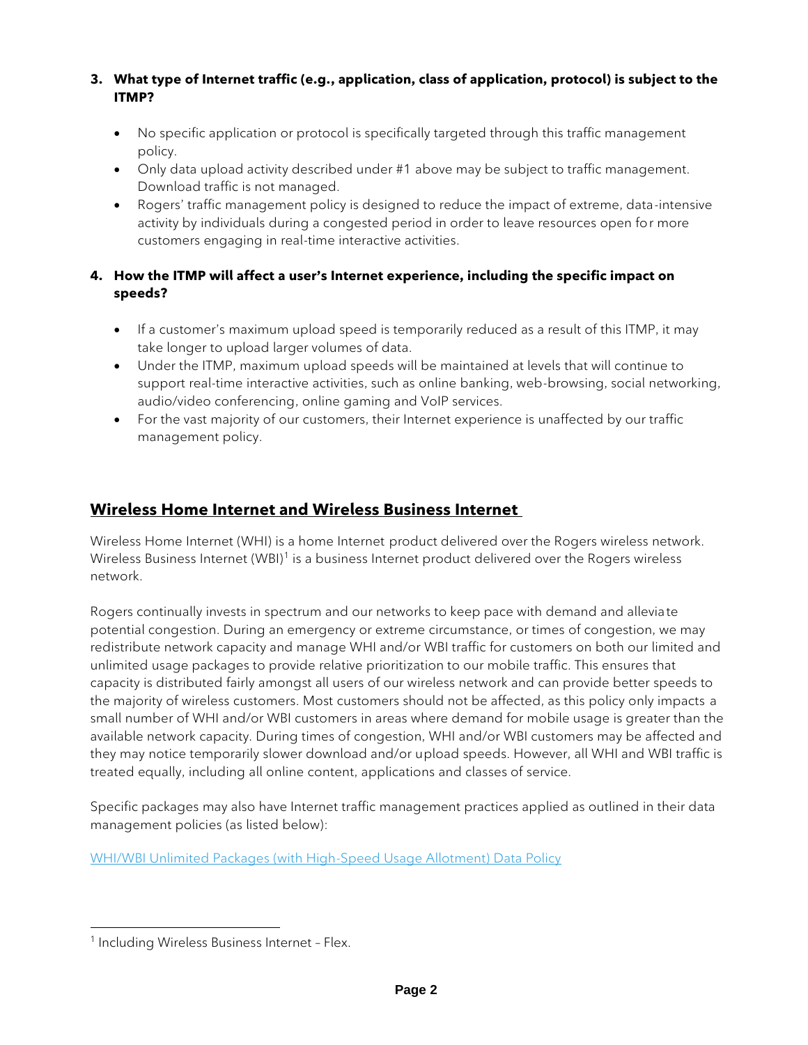**3. What type of Internet traffic (e.g., application, class of application, protocol) is subject to the ITMP?**

- No specific application or protocol is specifically targeted through this traffic management policy.
- Only data upload activity described under #1 above may be subject to traffic management. Download traffic is not managed.
- Rogers' traffic management policy is designed to reduce the impact of extreme, data-intensive activity by individuals during a congested period in order to leave resources open for more customers engaging in real-time interactive activities.

**4. How the ITMP will affect a user's Internet experience, including the specific impact on speeds?**

- If a customer's maximum upload speed is temporarily reduced as a result of this ITMP, it may take longer to upload larger volumes of data.
- Under the ITMP, maximum upload speeds will be maintained at levels that will continue to support real-time interactive activities, such as online banking, web-browsing, social networking, audio/video conferencing, online gaming and VoIP services.
- For the vast majority of our customers, their Internet experience is unaffected by our traffic management policy.

## Wireless Home Internet and Wireless Business Internet

Wireless Home Internet (WHI) is a home Internet product delivered over the Rogers wireless network. Wireless Business Internet (WBI)[1] is a business Internet product delivered over the Rogers wireless network.

Rogers continually invests in spectrum and our networks to keep pace with demand and alleviate potential congestion. During an emergency or extreme circumstance, or times of congestion, we may redistribute network capacity and manage WHI and/or WBI traffic for customers on both our limited and unlimited usage packages to provide relative prioritization to our mobile traffic. This ensures that capacity is distributed fairly amongst all users of our wireless network and can provide better speeds to the majority of wireless customers. Most customers should not be affected, as this policy only impacts a small number of WHI and/or WBI customers in areas where demand for mobile usage is greater than the available network capacity. During times of congestion, WHI and/or WBI customers may be affected and they may notice temporarily slower download and/or upload speeds. However, all WHI and WBI traffic is treated equally, including all online content, applications and classes of service.

Specific packages may also have Internet traffic management practices applied as outlined in their data management policies (as listed below):

WHI/WBI Unlimited Packages (with High-Speed Usage Allotment) Data Policy

[1] Including Wireless Business Internet – Flex.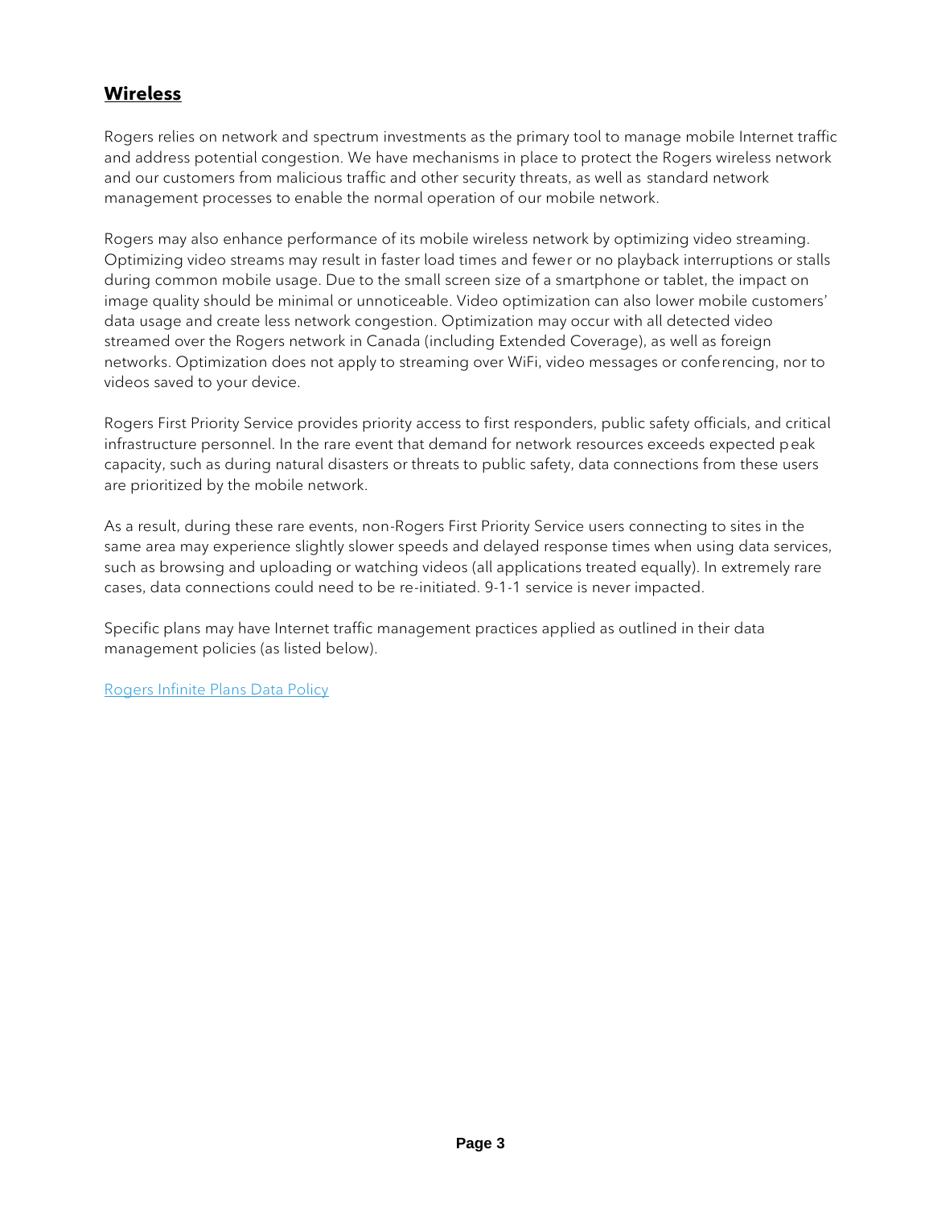## **Wireless**

Rogers relies on network and spectrum investments as the primary tool to manage mobile Internet traffic and address potential congestion. We have mechanisms in place to protect the Rogers wireless network and our customers from malicious traffic and other security threats, as well as standard network management processes to enable the normal operation of our mobile network.

Rogers may also enhance performance of its mobile wireless network by optimizing video streaming. Optimizing video streams may result in faster load times and fewer or no playback interruptions or stalls during common mobile usage. Due to the small screen size of a smartphone or tablet, the impact on image quality should be minimal or unnoticeable. Video optimization can also lower mobile customers' data usage and create less network congestion. Optimization may occur with all detected video streamed over the Rogers network in Canada (including Extended Coverage), as well as foreign networks. Optimization does not apply to streaming over WiFi, video messages or conferencing, nor to videos saved to your device.

Rogers First Priority Service provides priority access to first responders, public safety officials, and critical infrastructure personnel. In the rare event that demand for network resources exceeds expected peak capacity, such as during natural disasters or threats to public safety, data connections from these users are prioritized by the mobile network.

As a result, during these rare events, non-Rogers First Priority Service users connecting to sites in the same area may experience slightly slower speeds and delayed response times when using data services, such as browsing and uploading or watching videos (all applications treated equally). In extremely rare cases, data connections could need to be re-initiated. 9-1-1 service is never impacted.

Specific plans may have Internet traffic management practices applied as outlined in their data management policies (as listed below).

Rogers Infinite Plans Data Policy